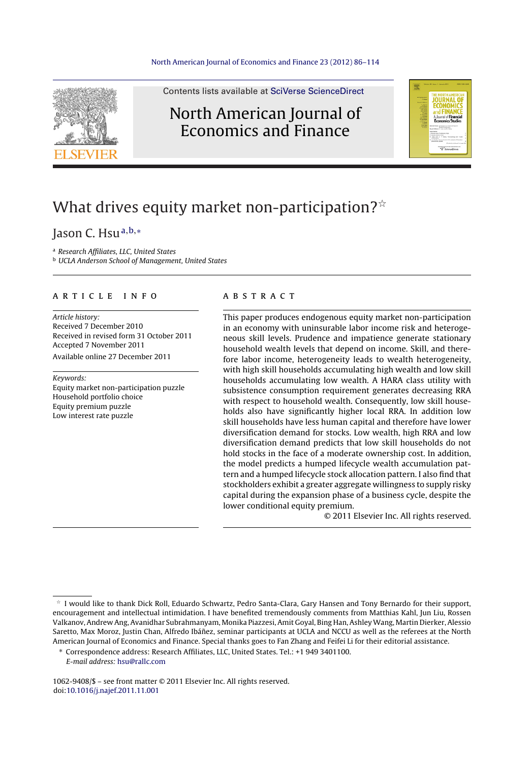# What drives equity market non-participation?☆

Jason C. Hsu[a,b,*]

[a] *Research Affiliates, LLC, United States*
[b] *UCLA Anderson School of Management, United States*

## ARTICLE INFO

*Article history:*
Received 7 December 2010
Received in revised form 31 October 2011
Accepted 7 November 2011
Available online 27 December 2011

*Keywords:*
Equity market non-participation puzzle
Household portfolio choice
Equity premium puzzle
Low interest rate puzzle

## ABSTRACT

This paper produces endogenous equity market non-participation in an economy with uninsurable labor income risk and heterogeneous skill levels. Prudence and impatience generate stationary household wealth levels that depend on income. Skill, and therefore labor income, heterogeneity leads to wealth heterogeneity, with high skill households accumulating high wealth and low skill households accumulating low wealth. A HARA class utility with subsistence consumption requirement generates decreasing RRA with respect to household wealth. Consequently, low skill households also have significantly higher local RRA. In addition low skill households have less human capital and therefore have lower diversification demand for stocks. Low wealth, high RRA and low diversification demand predicts that low skill households do not hold stocks in the face of a moderate ownership cost. In addition, the model predicts a humped lifecycle wealth accumulation pattern and a humped lifecycle stock allocation pattern. I also find that stockholders exhibit a greater aggregate willingness to supply risky capital during the expansion phase of a business cycle, despite the lower conditional equity premium.

© 2011 Elsevier Inc. All rights reserved.

---

☆ I would like to thank Dick Roll, Eduardo Schwartz, Pedro Santa-Clara, Gary Hansen and Tony Bernardo for their support, encouragement and intellectual intimidation. I have benefited tremendously comments from Matthias Kahl, Jun Liu, Rossen Valkanov, Andrew Ang, Avanidhar Subrahmanyam, Monika Piazzesi, Amit Goyal, Bing Han, Ashley Wang, Martin Dierker, Alessio Saretto, Max Moroz, Justin Chan, Alfredo Ibáñez, seminar participants at UCLA and NCCU as well as the referees at the North American Journal of Economics and Finance. Special thanks goes to Fan Zhang and Feifei Li for their editorial assistance.

\* Correspondence address: Research Affiliates, LLC, United States. Tel.: +1 949 3401100.
*E-mail address:* hsu@rallc.com

1062-9408/$ – see front matter © 2011 Elsevier Inc. All rights reserved.
doi:10.1016/j.najef.2011.11.001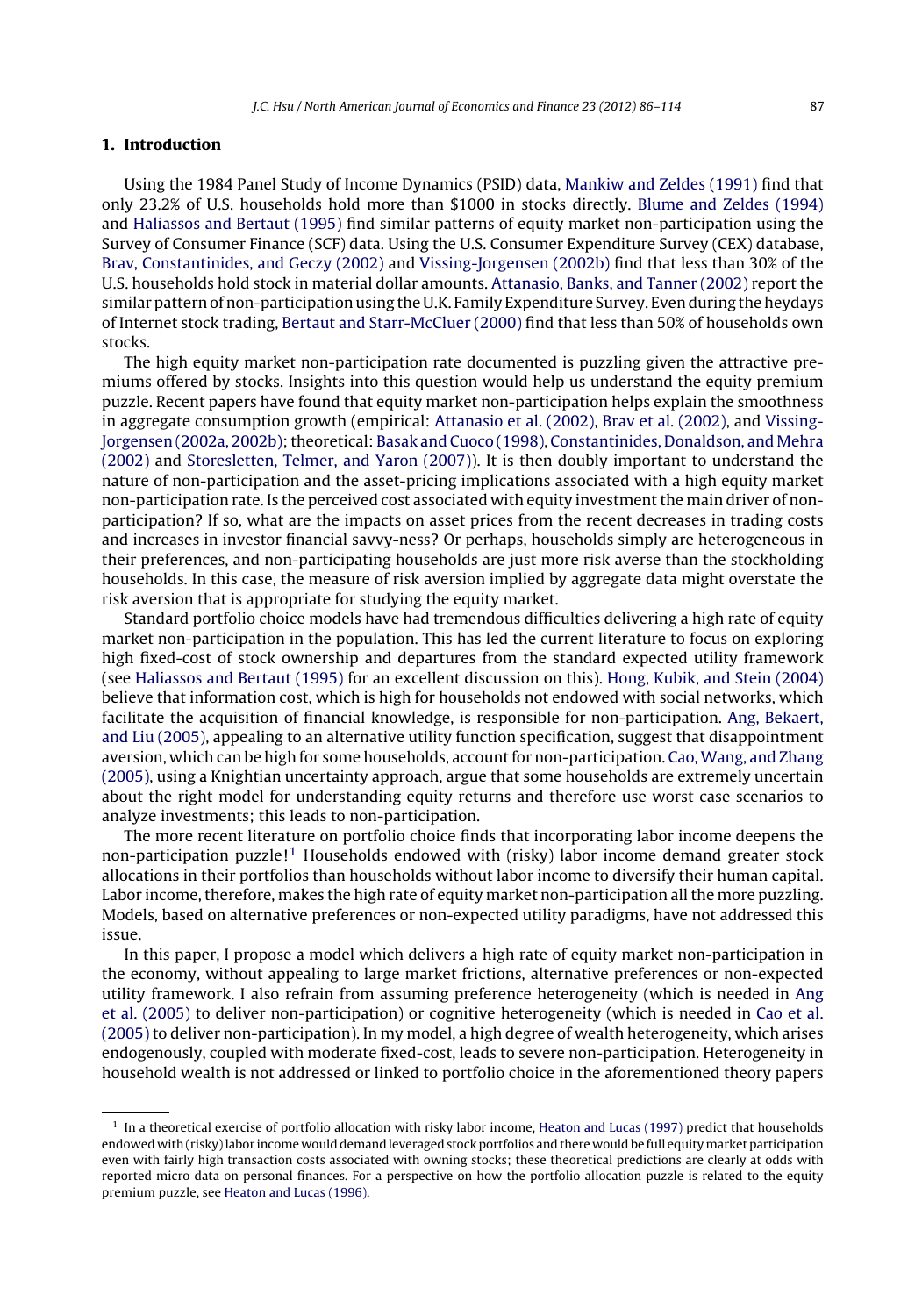## 1. Introduction

Using the 1984 Panel Study of Income Dynamics (PSID) data, Mankiw and Zeldes (1991) find that only 23.2% of U.S. households hold more than $1000 in stocks directly. Blume and Zeldes (1994) and Haliassos and Bertaut (1995) find similar patterns of equity market non-participation using the Survey of Consumer Finance (SCF) data. Using the U.S. Consumer Expenditure Survey (CEX) database, Brav, Constantinides, and Geczy (2002) and Vissing-Jorgensen (2002b) find that less than 30% of the U.S. households hold stock in material dollar amounts. Attanasio, Banks, and Tanner (2002) report the similar pattern of non-participation using the U.K. Family Expenditure Survey. Even during the heydays of Internet stock trading, Bertaut and Starr-McCluer (2000) find that less than 50% of households own stocks.

The high equity market non-participation rate documented is puzzling given the attractive premiums offered by stocks. Insights into this question would help us understand the equity premium puzzle. Recent papers have found that equity market non-participation helps explain the smoothness in aggregate consumption growth (empirical: Attanasio et al. (2002), Brav et al. (2002), and Vissing-Jorgensen (2002a, 2002b); theoretical: Basak and Cuoco (1998), Constantinides, Donaldson, and Mehra (2002) and Storesletten, Telmer, and Yaron (2007)). It is then doubly important to understand the nature of non-participation and the asset-pricing implications associated with a high equity market non-participation rate. Is the perceived cost associated with equity investment the main driver of non-participation? If so, what are the impacts on asset prices from the recent decreases in trading costs and increases in investor financial savvy-ness? Or perhaps, households simply are heterogeneous in their preferences, and non-participating households are just more risk averse than the stockholding households. In this case, the measure of risk aversion implied by aggregate data might overstate the risk aversion that is appropriate for studying the equity market.

Standard portfolio choice models have had tremendous difficulties delivering a high rate of equity market non-participation in the population. This has led the current literature to focus on exploring high fixed-cost of stock ownership and departures from the standard expected utility framework (see Haliassos and Bertaut (1995) for an excellent discussion on this). Hong, Kubik, and Stein (2004) believe that information cost, which is high for households not endowed with social networks, which facilitate the acquisition of financial knowledge, is responsible for non-participation. Ang, Bekaert, and Liu (2005), appealing to an alternative utility function specification, suggest that disappointment aversion, which can be high for some households, account for non-participation. Cao, Wang, and Zhang (2005), using a Knightian uncertainty approach, argue that some households are extremely uncertain about the right model for understanding equity returns and therefore use worst case scenarios to analyze investments; this leads to non-participation.

The more recent literature on portfolio choice finds that incorporating labor income deepens the non-participation puzzle![1] Households endowed with (risky) labor income demand greater stock allocations in their portfolios than households without labor income to diversify their human capital. Labor income, therefore, makes the high rate of equity market non-participation all the more puzzling. Models, based on alternative preferences or non-expected utility paradigms, have not addressed this issue.

In this paper, I propose a model which delivers a high rate of equity market non-participation in the economy, without appealing to large market frictions, alternative preferences or non-expected utility framework. I also refrain from assuming preference heterogeneity (which is needed in Ang et al. (2005) to deliver non-participation) or cognitive heterogeneity (which is needed in Cao et al. (2005) to deliver non-participation). In my model, a high degree of wealth heterogeneity, which arises endogenously, coupled with moderate fixed-cost, leads to severe non-participation. Heterogeneity in household wealth is not addressed or linked to portfolio choice in the aforementioned theory papers

[1] In a theoretical exercise of portfolio allocation with risky labor income, Heaton and Lucas (1997) predict that households endowed with (risky) labor income would demand leveraged stock portfolios and there would be full equity market participation even with fairly high transaction costs associated with owning stocks; these theoretical predictions are clearly at odds with reported micro data on personal finances. For a perspective on how the portfolio allocation puzzle is related to the equity premium puzzle, see Heaton and Lucas (1996).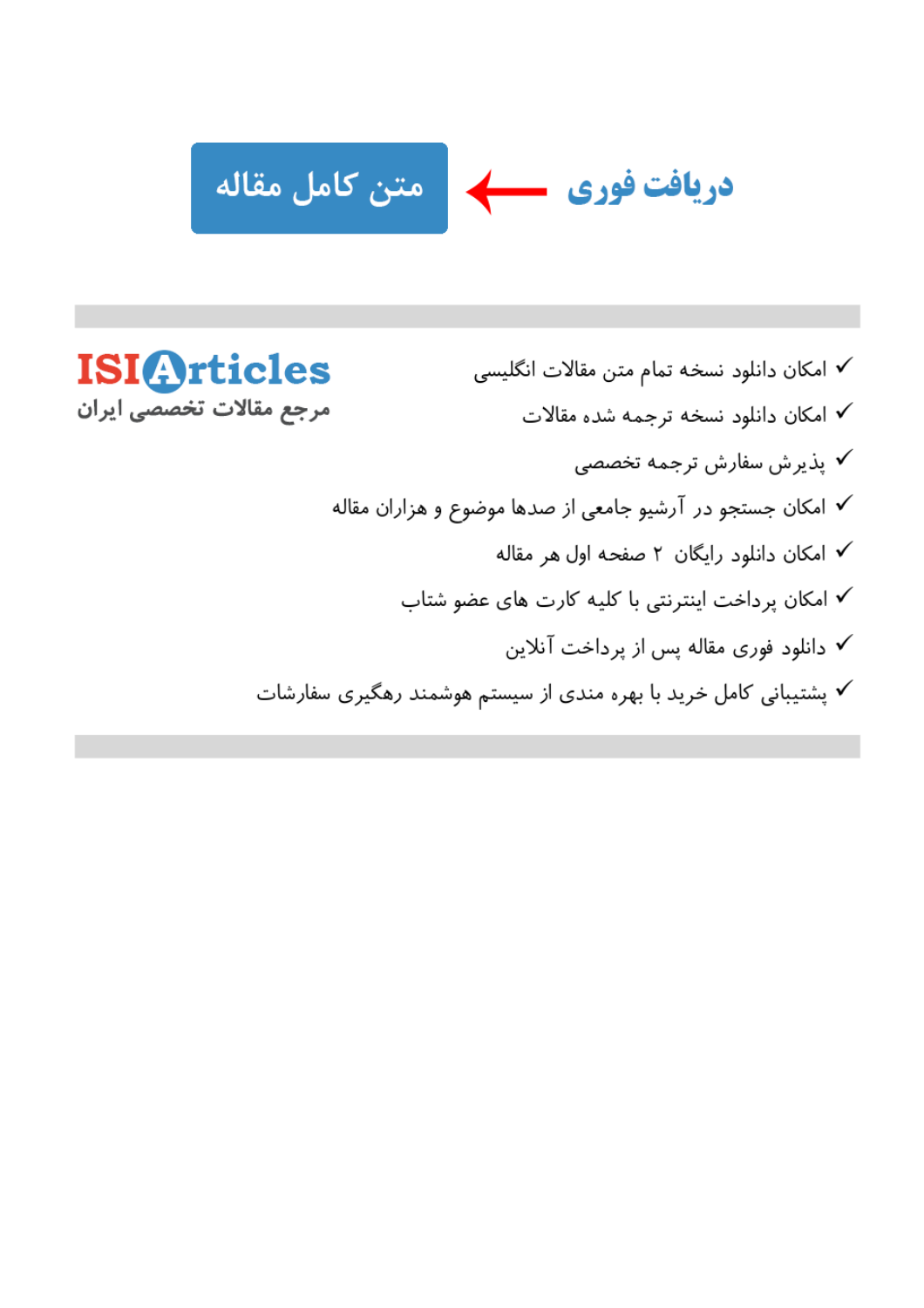دریافت فوری ← متن کامل مقاله

**ISIArticles**
مرجع مقالات تخصصی ایران

- ✓ امکان دانلود نسخه تمام متن مقالات انگلیسی
- ✓ امکان دانلود نسخه ترجمه شده مقالات
- ✓ پذیرش سفارش ترجمه تخصصی
- ✓ امکان جستجو در آرشیو جامعی از صدها موضوع و هزاران مقاله
- ✓ امکان دانلود رایگان ۲ صفحه اول هر مقاله
- ✓ امکان پرداخت اینترنتی با کلیه کارت های عضو شتاب
- ✓ دانلود فوری مقاله پس از پرداخت آنلاین
- ✓ پشتیبانی کامل خرید با بهره مندی از سیستم هوشمند رهگیری سفارشات